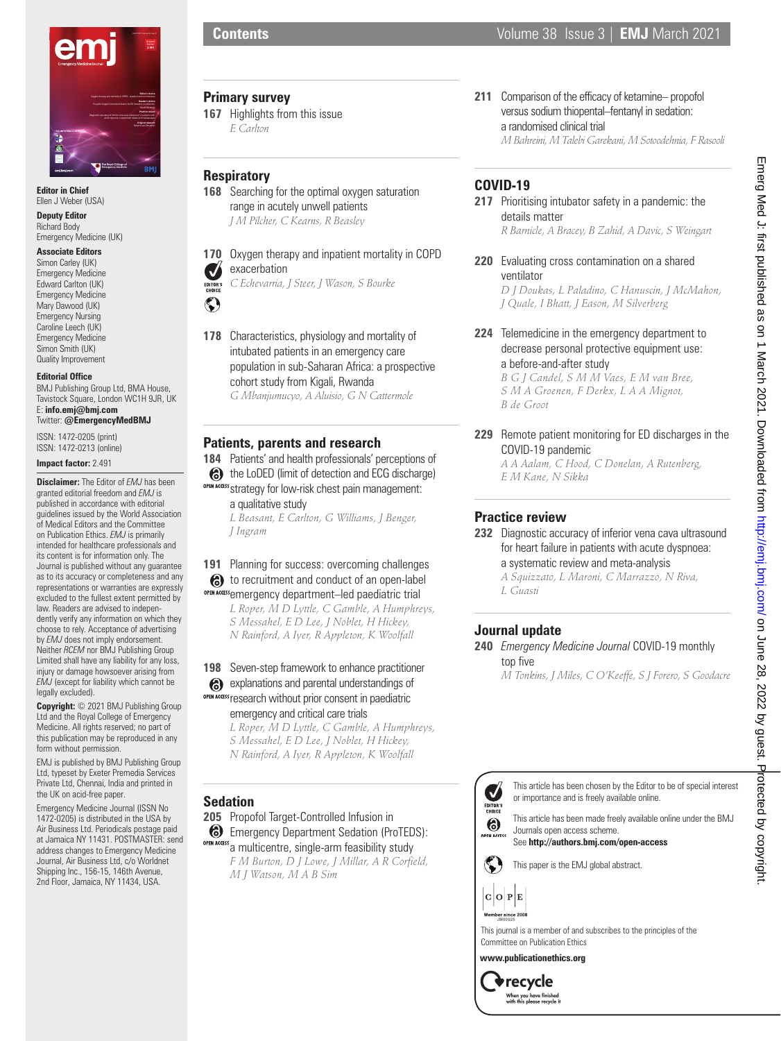# Contents

## Primary survey

**167** Highlights from this issue
*E Carlton*

## Respiratory

**168** Searching for the optimal oxygen saturation range in acutely unwell patients
*J M Pilcher, C Kearns, R Beasley*

**170** Oxygen therapy and inpatient mortality in COPD exacerbation
*C Echevarria, J Steer, J Wason, S Bourke*

**178** Characteristics, physiology and mortality of intubated patients in an emergency care population in sub-Saharan Africa: a prospective cohort study from Kigali, Rwanda
*G Mbanjumucyo, A Aluisio, G N Cattermole*

## Patients, parents and research

**184** Patients' and health professionals' perceptions of the LoDED (limit of detection and ECG discharge) strategy for low-risk chest pain management: a qualitative study
*L Beasant, E Carlton, G Williams, J Benger, J Ingram*

**191** Planning for success: overcoming challenges to recruitment and conduct of an open-label emergency department–led paediatric trial
*L Roper, M D Lyttle, C Gamble, A Humphreys, S Messahel, E D Lee, J Noblet, H Hickey, N Rainford, A Iyer, R Appleton, K Woolfall*

**198** Seven-step framework to enhance practitioner explanations and parental understandings of research without prior consent in paediatric emergency and critical care trials
*L Roper, M D Lyttle, C Gamble, A Humphreys, S Messahel, E D Lee, J Noblet, H Hickey, N Rainford, A Iyer, R Appleton, K Woolfall*

## Sedation

**205** Propofol Target-Controlled Infusion in Emergency Department Sedation (ProTEDS): a multicentre, single-arm feasibility study
*F M Burton, D J Lowe, J Millar, A R Corfield, M J Watson, M A B Sim*

**211** Comparison of the efficacy of ketamine– propofol versus sodium thiopental–fentanyl in sedation: a randomised clinical trial
*M Bahreini, M Talebi Garekani, M Sotoodehnia, F Rasooli*

## COVID-19

**217** Prioritising intubator safety in a pandemic: the details matter
*R Barnicle, A Bracey, B Zahid, A Davic, S Weingart*

**220** Evaluating cross contamination on a shared ventilator
*D J Doukas, L Paladino, C Hanuscin, J McMahon, J Quale, I Bhatt, J Eason, M Silverberg*

**224** Telemedicine in the emergency department to decrease personal protective equipment use: a before-and-after study
*B G J Candel, S M M Vaes, E M van Bree, S M A Groenen, F Derkx, L A A Mignot, B de Groot*

**229** Remote patient monitoring for ED discharges in the COVID-19 pandemic
*A A Aalam, C Hood, C Donelan, A Rutenberg, E M Kane, N Sikka*

## Practice review

**232** Diagnostic accuracy of inferior vena cava ultrasound for heart failure in patients with acute dyspnoea: a systematic review and meta-analysis
*A Squizzato, L Maroni, C Marrazzo, N Riva, L Guasti*

## Journal update

**240** *Emergency Medicine Journal* COVID-19 monthly top five
*M Tonkins, J Miles, C O'Keeffe, S J Forero, S Goodacre*

---

**Editor in Chief**
Ellen J Weber (USA)

**Deputy Editor**
Richard Body
Emergency Medicine (UK)

**Associate Editors**
Simon Carley (UK)
Emergency Medicine
Edward Carlton (UK)
Emergency Medicine
Mary Dawood (UK)
Emergency Nursing
Caroline Leech (UK)
Emergency Medicine
Simon Smith (UK)
Quality Improvement

**Editorial Office**
BMJ Publishing Group Ltd, BMA House, Tavistock Square, London WC1H 9JR, UK
E: **info.emj@bmj.com**
Twitter: **@EmergencyMedBMJ**

ISSN: 1472-0205 (print)
ISSN: 1472-0213 (online)

**Impact factor:** 2.491

**Disclaimer:** The Editor of *EMJ* has been granted editorial freedom and *EMJ* is published in accordance with editorial guidelines issued by the World Association of Medical Editors and the Committee on Publication Ethics. *EMJ* is primarily intended for healthcare professionals and its content is for information only. The Journal is published without any guarantee as to its accuracy or completeness and any representations or warranties are expressly excluded to the fullest extent permitted by law. Readers are advised to independently verify any information on which they choose to rely. Acceptance of advertising by *EMJ* does not imply endorsement. Neither *RCEM* nor BMJ Publishing Group Limited shall have any liability for any loss, injury or damage howsoever arising from *EMJ* (except for liability which cannot be legally excluded).

**Copyright:** © 2021 BMJ Publishing Group Ltd and the Royal College of Emergency Medicine. All rights reserved; no part of this publication may be reproduced in any form without permission.

EMJ is published by BMJ Publishing Group Ltd, typeset by Exeter Premedia Services Private Ltd, Chennai, India and printed in the UK on acid-free paper.

Emergency Medicine Journal (ISSN No 1472-0205) is distributed in the USA by Air Business Ltd. Periodicals postage paid at Jamaica NY 11431. POSTMASTER: send address changes to Emergency Medicine Journal, Air Business Ltd, c/o Worldnet Shipping Inc., 156-15, 146th Avenue, 2nd Floor, Jamaica, NY 11434, USA.

---

EDITOR'S CHOICE: This article has been chosen by the Editor to be of special interest or importance and is freely available online.

OPEN ACCESS: This article has been made freely available online under the BMJ Journals open access scheme. See **http://authors.bmj.com/open-access**

This paper is the EMJ global abstract.

COPE — Member since 2008

This journal is a member of and subscribes to the principles of the Committee on Publication Ethics

**www.publicationethics.org**

recycle — When you have finished with this please recycle it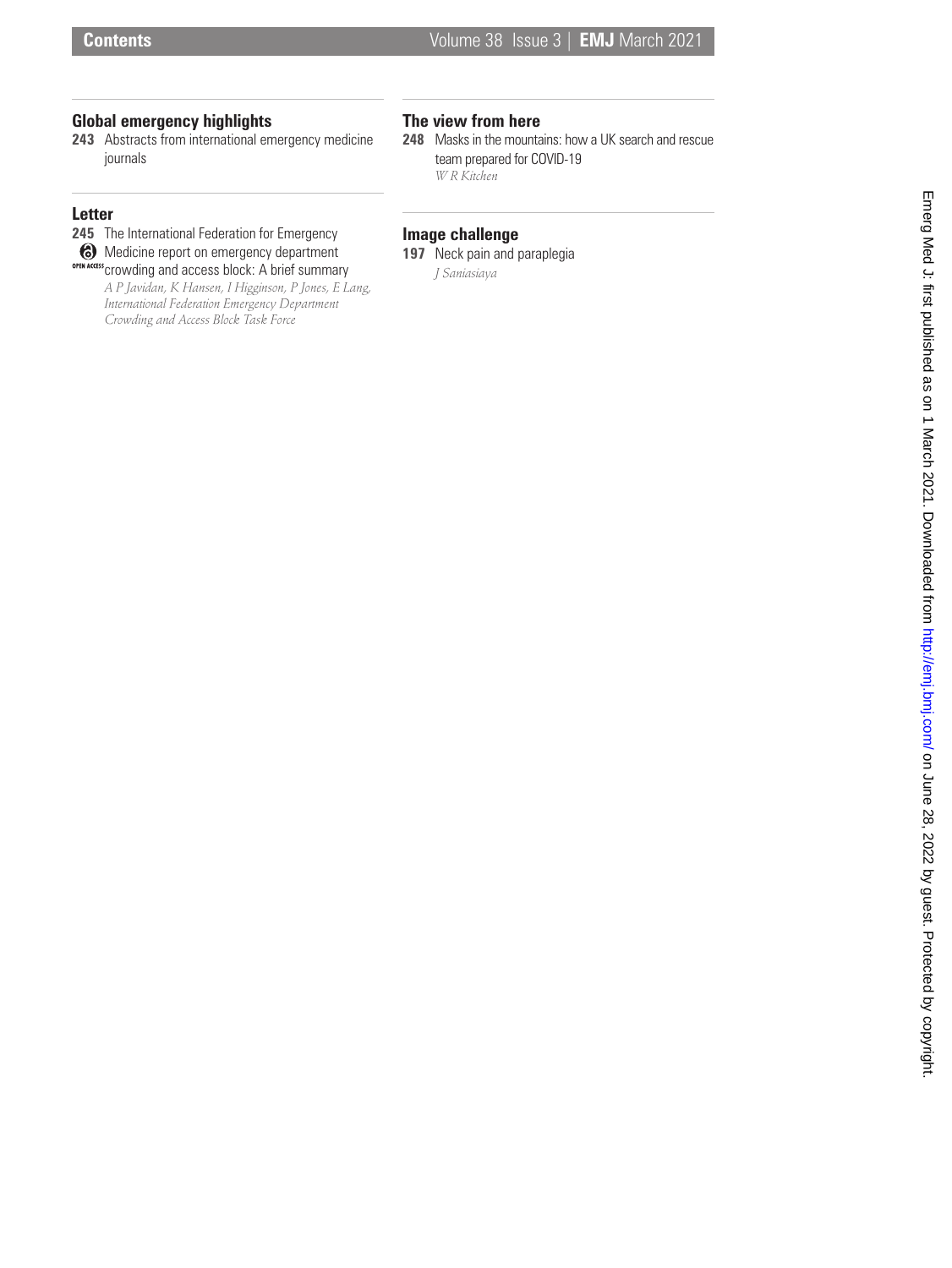### Global emergency highlights

**243** Abstracts from international emergency medicine journals

### Letter

**245** The International Federation for Emergency Medicine report on emergency department crowding and access block: A brief summary
OPEN ACCESS
*A P Javidan, K Hansen, I Higginson, P Jones, E Lang, International Federation Emergency Department Crowding and Access Block Task Force*

### The view from here

**248** Masks in the mountains: how a UK search and rescue team prepared for COVID-19
*W R Kitchen*

### Image challenge

**197** Neck pain and paraplegia
*J Saniasiaya*